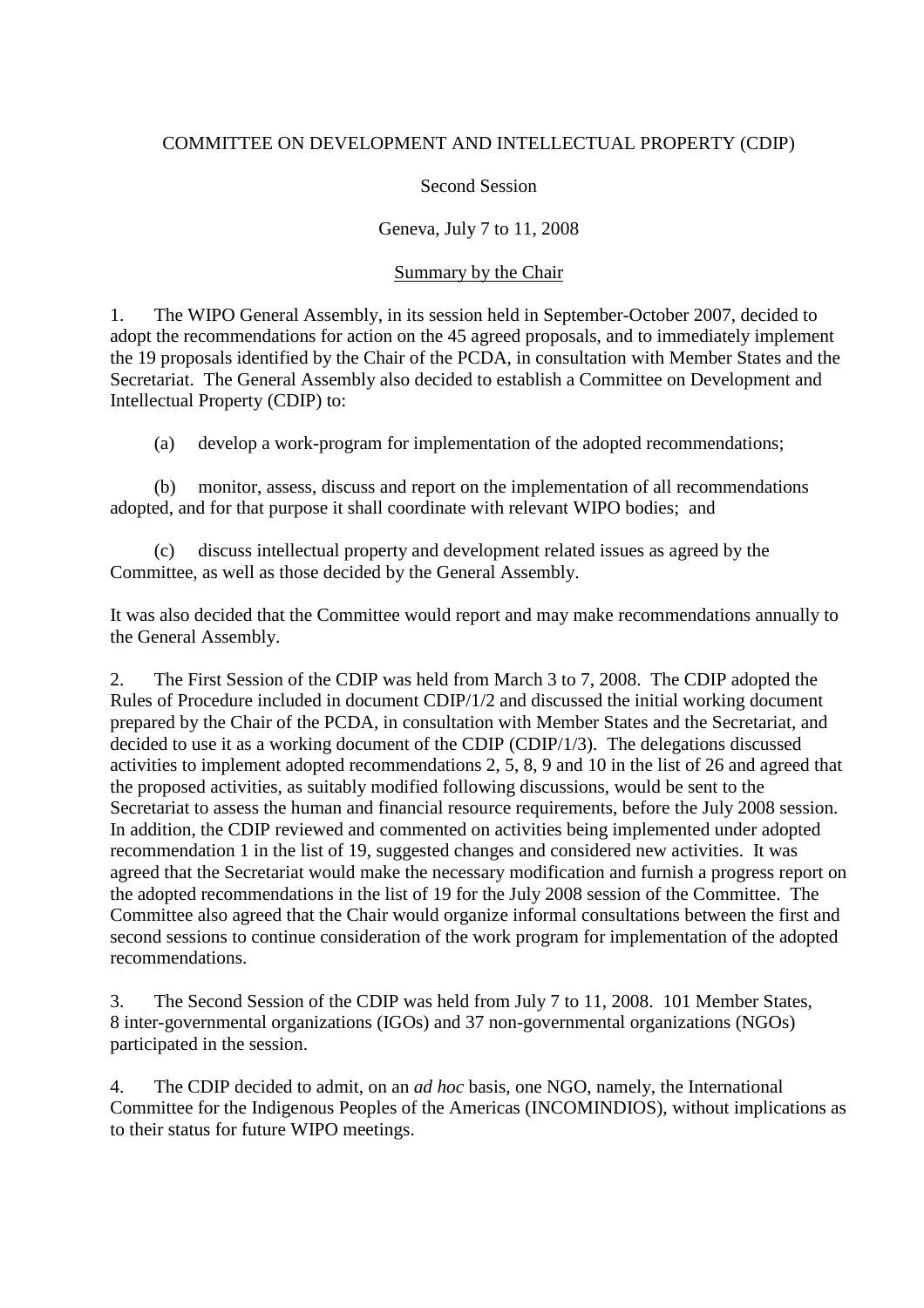COMMITTEE ON DEVELOPMENT AND INTELLECTUAL PROPERTY (CDIP)

Second Session

Geneva, July 7 to 11, 2008

Summary by the Chair

1. The WIPO General Assembly, in its session held in September-October 2007, decided to adopt the recommendations for action on the 45 agreed proposals, and to immediately implement the 19 proposals identified by the Chair of the PCDA, in consultation with Member States and the Secretariat. The General Assembly also decided to establish a Committee on Development and Intellectual Property (CDIP) to:

(a) develop a work-program for implementation of the adopted recommendations;

(b) monitor, assess, discuss and report on the implementation of all recommendations adopted, and for that purpose it shall coordinate with relevant WIPO bodies; and

(c) discuss intellectual property and development related issues as agreed by the Committee, as well as those decided by the General Assembly.

It was also decided that the Committee would report and may make recommendations annually to the General Assembly.

2. The First Session of the CDIP was held from March 3 to 7, 2008. The CDIP adopted the Rules of Procedure included in document CDIP/1/2 and discussed the initial working document prepared by the Chair of the PCDA, in consultation with Member States and the Secretariat, and decided to use it as a working document of the CDIP (CDIP/1/3). The delegations discussed activities to implement adopted recommendations 2, 5, 8, 9 and 10 in the list of 26 and agreed that the proposed activities, as suitably modified following discussions, would be sent to the Secretariat to assess the human and financial resource requirements, before the July 2008 session. In addition, the CDIP reviewed and commented on activities being implemented under adopted recommendation 1 in the list of 19, suggested changes and considered new activities. It was agreed that the Secretariat would make the necessary modification and furnish a progress report on the adopted recommendations in the list of 19 for the July 2008 session of the Committee. The Committee also agreed that the Chair would organize informal consultations between the first and second sessions to continue consideration of the work program for implementation of the adopted recommendations.

3. The Second Session of the CDIP was held from July 7 to 11, 2008. 101 Member States, 8 inter-governmental organizations (IGOs) and 37 non-governmental organizations (NGOs) participated in the session.

4. The CDIP decided to admit, on an *ad hoc* basis, one NGO, namely, the International Committee for the Indigenous Peoples of the Americas (INCOMINDIOS), without implications as to their status for future WIPO meetings.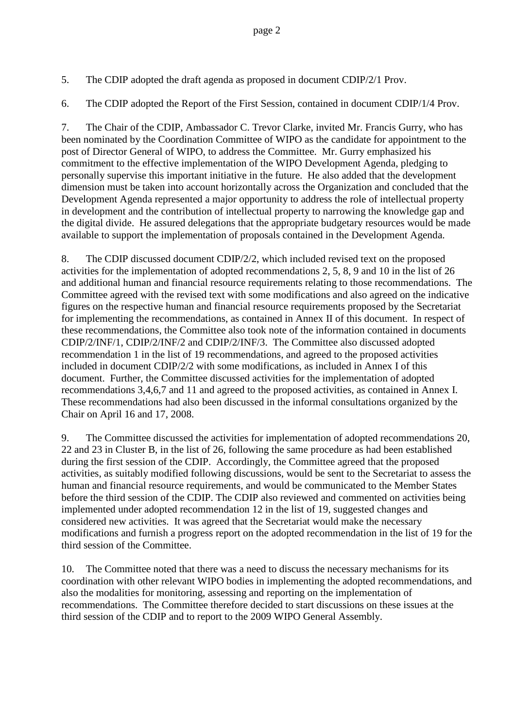5. The CDIP adopted the draft agenda as proposed in document CDIP/2/1 Prov.

6. The CDIP adopted the Report of the First Session, contained in document CDIP/1/4 Prov.

7. The Chair of the CDIP, Ambassador C. Trevor Clarke, invited Mr. Francis Gurry, who has been nominated by the Coordination Committee of WIPO as the candidate for appointment to the post of Director General of WIPO, to address the Committee. Mr. Gurry emphasized his commitment to the effective implementation of the WIPO Development Agenda, pledging to personally supervise this important initiative in the future. He also added that the development dimension must be taken into account horizontally across the Organization and concluded that the Development Agenda represented a major opportunity to address the role of intellectual property in development and the contribution of intellectual property to narrowing the knowledge gap and the digital divide. He assured delegations that the appropriate budgetary resources would be made available to support the implementation of proposals contained in the Development Agenda.

8. The CDIP discussed document CDIP/2/2, which included revised text on the proposed activities for the implementation of adopted recommendations 2, 5, 8, 9 and 10 in the list of 26 and additional human and financial resource requirements relating to those recommendations. The Committee agreed with the revised text with some modifications and also agreed on the indicative figures on the respective human and financial resource requirements proposed by the Secretariat for implementing the recommendations, as contained in Annex II of this document. In respect of these recommendations, the Committee also took note of the information contained in documents CDIP/2/INF/1, CDIP/2/INF/2 and CDIP/2/INF/3. The Committee also discussed adopted recommendation 1 in the list of 19 recommendations, and agreed to the proposed activities included in document CDIP/2/2 with some modifications, as included in Annex I of this document. Further, the Committee discussed activities for the implementation of adopted recommendations 3,4,6,7 and 11 and agreed to the proposed activities, as contained in Annex I. These recommendations had also been discussed in the informal consultations organized by the Chair on April 16 and 17, 2008.

9. The Committee discussed the activities for implementation of adopted recommendations 20, 22 and 23 in Cluster B, in the list of 26, following the same procedure as had been established during the first session of the CDIP. Accordingly, the Committee agreed that the proposed activities, as suitably modified following discussions, would be sent to the Secretariat to assess the human and financial resource requirements, and would be communicated to the Member States before the third session of the CDIP. The CDIP also reviewed and commented on activities being implemented under adopted recommendation 12 in the list of 19, suggested changes and considered new activities. It was agreed that the Secretariat would make the necessary modifications and furnish a progress report on the adopted recommendation in the list of 19 for the third session of the Committee.

10. The Committee noted that there was a need to discuss the necessary mechanisms for its coordination with other relevant WIPO bodies in implementing the adopted recommendations, and also the modalities for monitoring, assessing and reporting on the implementation of recommendations. The Committee therefore decided to start discussions on these issues at the third session of the CDIP and to report to the 2009 WIPO General Assembly.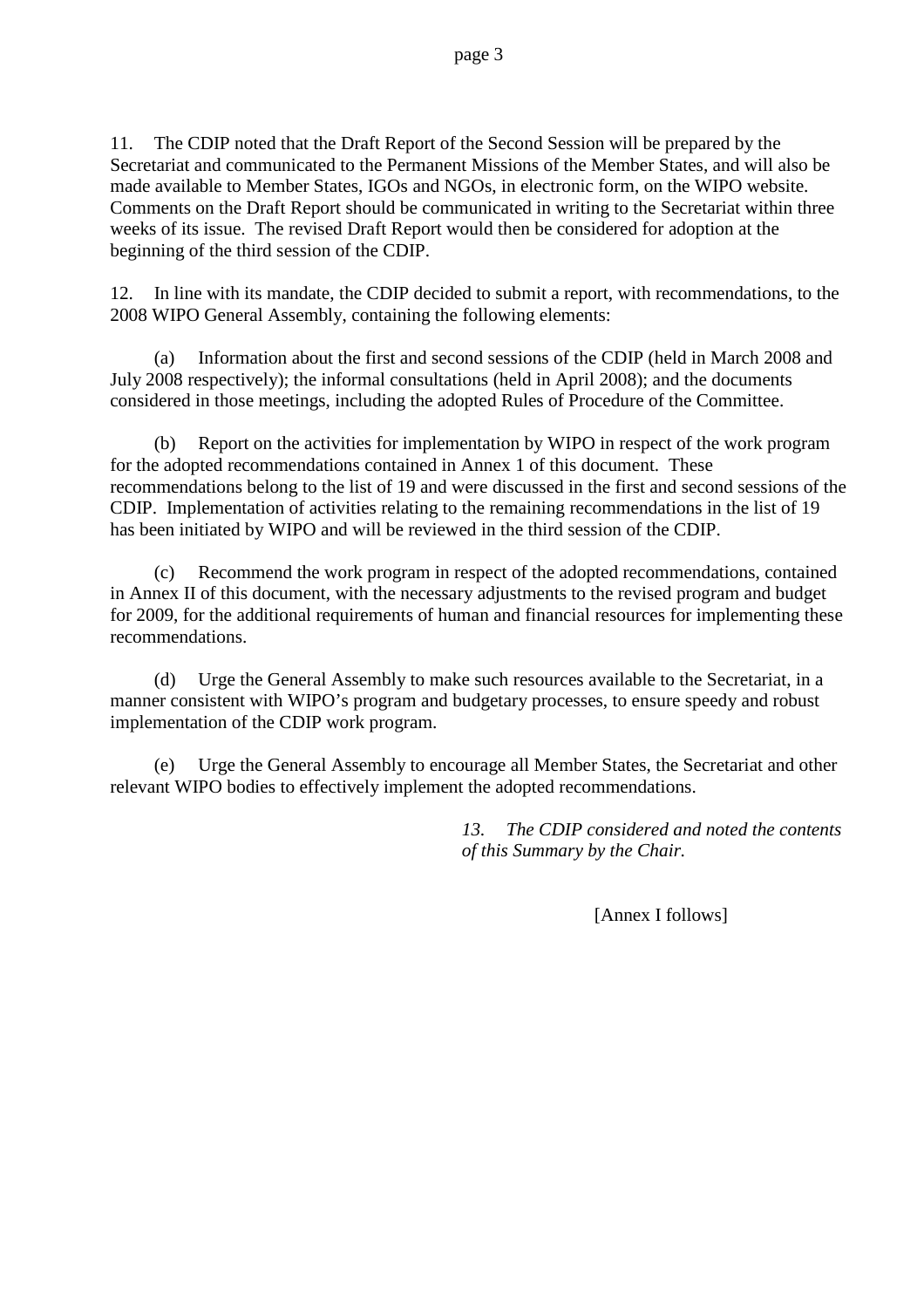11. The CDIP noted that the Draft Report of the Second Session will be prepared by the Secretariat and communicated to the Permanent Missions of the Member States, and will also be made available to Member States, IGOs and NGOs, in electronic form, on the WIPO website. Comments on the Draft Report should be communicated in writing to the Secretariat within three weeks of its issue. The revised Draft Report would then be considered for adoption at the beginning of the third session of the CDIP.

12. In line with its mandate, the CDIP decided to submit a report, with recommendations, to the 2008 WIPO General Assembly, containing the following elements:

(a) Information about the first and second sessions of the CDIP (held in March 2008 and July 2008 respectively); the informal consultations (held in April 2008); and the documents considered in those meetings, including the adopted Rules of Procedure of the Committee.

(b) Report on the activities for implementation by WIPO in respect of the work program for the adopted recommendations contained in Annex 1 of this document. These recommendations belong to the list of 19 and were discussed in the first and second sessions of the CDIP. Implementation of activities relating to the remaining recommendations in the list of 19 has been initiated by WIPO and will be reviewed in the third session of the CDIP.

(c) Recommend the work program in respect of the adopted recommendations, contained in Annex II of this document, with the necessary adjustments to the revised program and budget for 2009, for the additional requirements of human and financial resources for implementing these recommendations.

(d) Urge the General Assembly to make such resources available to the Secretariat, in a manner consistent with WIPO's program and budgetary processes, to ensure speedy and robust implementation of the CDIP work program.

(e) Urge the General Assembly to encourage all Member States, the Secretariat and other relevant WIPO bodies to effectively implement the adopted recommendations.

*13. The CDIP considered and noted the contents of this Summary by the Chair.*

[Annex I follows]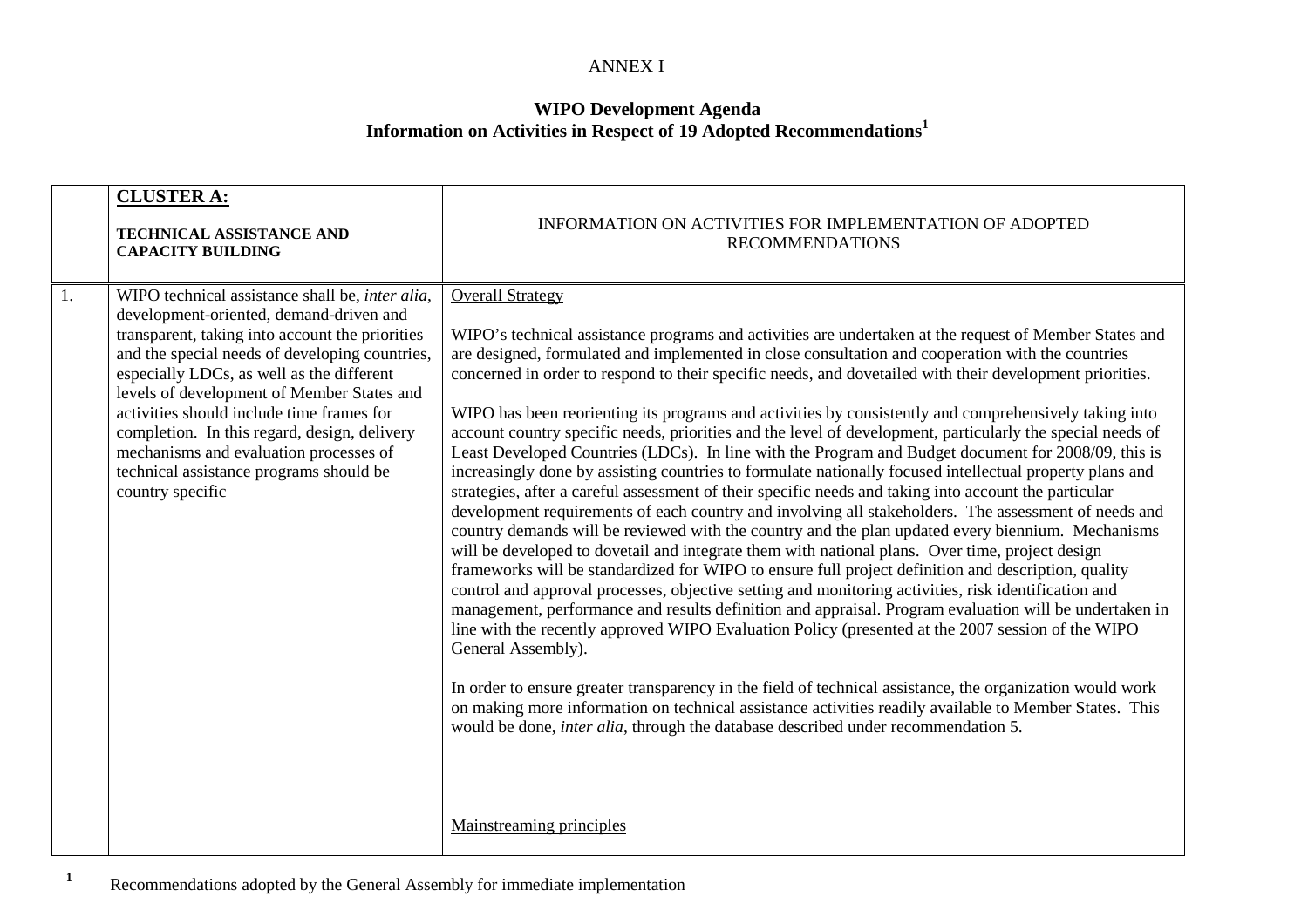ANNEX I

**WIPO Development Agenda**
**Information on Activities in Respect of 19 Adopted Recommendations**[1]

| | **CLUSTER A:** **TECHNICAL ASSISTANCE AND CAPACITY BUILDING** | INFORMATION ON ACTIVITIES FOR IMPLEMENTATION OF ADOPTED RECOMMENDATIONS |
|---|---|---|
| 1. | WIPO technical assistance shall be, *inter alia*, development-oriented, demand-driven and transparent, taking into account the priorities and the special needs of developing countries, especially LDCs, as well as the different levels of development of Member States and activities should include time frames for completion. In this regard, design, delivery mechanisms and evaluation processes of technical assistance programs should be country specific | Overall Strategy<br><br>WIPO's technical assistance programs and activities are undertaken at the request of Member States and are designed, formulated and implemented in close consultation and cooperation with the countries concerned in order to respond to their specific needs, and dovetailed with their development priorities.<br><br>WIPO has been reorienting its programs and activities by consistently and comprehensively taking into account country specific needs, priorities and the level of development, particularly the special needs of Least Developed Countries (LDCs). In line with the Program and Budget document for 2008/09, this is increasingly done by assisting countries to formulate nationally focused intellectual property plans and strategies, after a careful assessment of their specific needs and taking into account the particular development requirements of each country and involving all stakeholders. The assessment of needs and country demands will be reviewed with the country and the plan updated every biennium. Mechanisms will be developed to dovetail and integrate them with national plans. Over time, project design frameworks will be standardized for WIPO to ensure full project definition and description, quality control and approval processes, objective setting and monitoring activities, risk identification and management, performance and results definition and appraisal. Program evaluation will be undertaken in line with the recently approved WIPO Evaluation Policy (presented at the 2007 session of the WIPO General Assembly).<br><br>In order to ensure greater transparency in the field of technical assistance, the organization would work on making more information on technical assistance activities readily available to Member States. This would be done, *inter alia*, through the database described under recommendation 5.<br><br>Mainstreaming principles |

[1] Recommendations adopted by the General Assembly for immediate implementation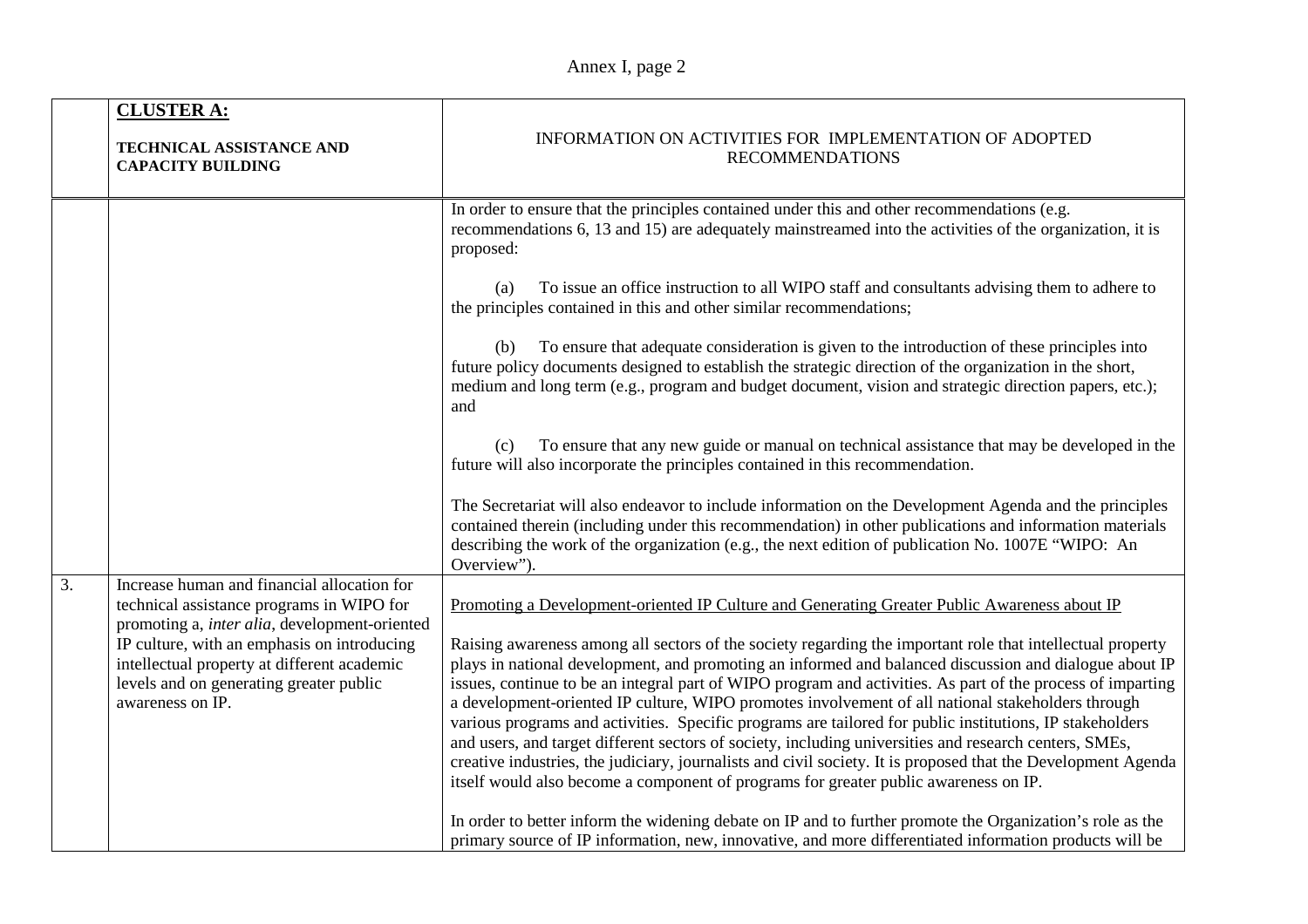| | **CLUSTER A:** **TECHNICAL ASSISTANCE AND CAPACITY BUILDING** | INFORMATION ON ACTIVITIES FOR IMPLEMENTATION OF ADOPTED RECOMMENDATIONS |
|---|---|---|
| | | In order to ensure that the principles contained under this and other recommendations (e.g. recommendations 6, 13 and 15) are adequately mainstreamed into the activities of the organization, it is proposed:<br><br>(a) To issue an office instruction to all WIPO staff and consultants advising them to adhere to the principles contained in this and other similar recommendations;<br><br>(b) To ensure that adequate consideration is given to the introduction of these principles into future policy documents designed to establish the strategic direction of the organization in the short, medium and long term (e.g., program and budget document, vision and strategic direction papers, etc.); and<br><br>(c) To ensure that any new guide or manual on technical assistance that may be developed in the future will also incorporate the principles contained in this recommendation.<br><br>The Secretariat will also endeavor to include information on the Development Agenda and the principles contained therein (including under this recommendation) in other publications and information materials describing the work of the organization (e.g., the next edition of publication No. 1007E "WIPO: An Overview"). |
| 3. | Increase human and financial allocation for technical assistance programs in WIPO for promoting a, *inter alia*, development-oriented IP culture, with an emphasis on introducing intellectual property at different academic levels and on generating greater public awareness on IP. | <u>Promoting a Development-oriented IP Culture and Generating Greater Public Awareness about IP</u><br><br>Raising awareness among all sectors of the society regarding the important role that intellectual property plays in national development, and promoting an informed and balanced discussion and dialogue about IP issues, continue to be an integral part of WIPO program and activities. As part of the process of imparting a development-oriented IP culture, WIPO promotes involvement of all national stakeholders through various programs and activities. Specific programs are tailored for public institutions, IP stakeholders and users, and target different sectors of society, including universities and research centers, SMEs, creative industries, the judiciary, journalists and civil society. It is proposed that the Development Agenda itself would also become a component of programs for greater public awareness on IP.<br><br>In order to better inform the widening debate on IP and to further promote the Organization's role as the primary source of IP information, new, innovative, and more differentiated information products will be |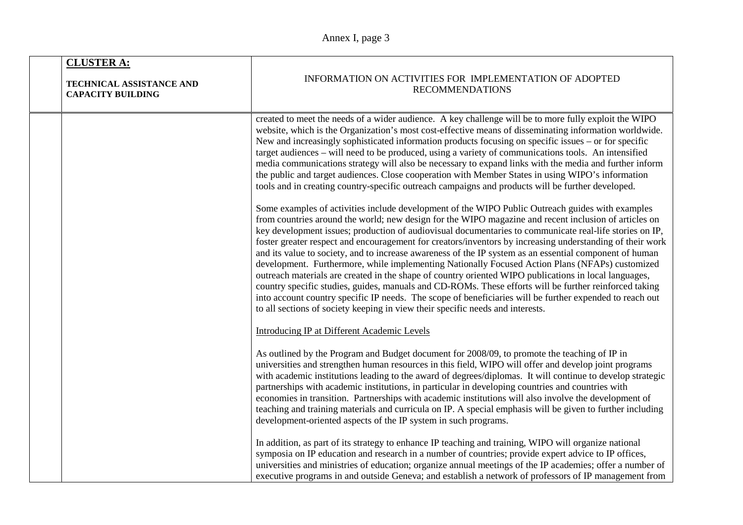| | **CLUSTER A:**<br><br>**TECHNICAL ASSISTANCE AND CAPACITY BUILDING** | INFORMATION ON ACTIVITIES FOR IMPLEMENTATION OF ADOPTED RECOMMENDATIONS |
|---|---|---|
| | | created to meet the needs of a wider audience. A key challenge will be to more fully exploit the WIPO website, which is the Organization's most cost-effective means of disseminating information worldwide. New and increasingly sophisticated information products focusing on specific issues – or for specific target audiences – will need to be produced, using a variety of communications tools. An intensified media communications strategy will also be necessary to expand links with the media and further inform the public and target audiences. Close cooperation with Member States in using WIPO's information tools and in creating country-specific outreach campaigns and products will be further developed.<br><br>Some examples of activities include development of the WIPO Public Outreach guides with examples from countries around the world; new design for the WIPO magazine and recent inclusion of articles on key development issues; production of audiovisual documentaries to communicate real-life stories on IP, foster greater respect and encouragement for creators/inventors by increasing understanding of their work and its value to society, and to increase awareness of the IP system as an essential component of human development. Furthermore, while implementing Nationally Focused Action Plans (NFAPs) customized outreach materials are created in the shape of country oriented WIPO publications in local languages, country specific studies, guides, manuals and CD-ROMs. These efforts will be further reinforced taking into account country specific IP needs. The scope of beneficiaries will be further expended to reach out to all sections of society keeping in view their specific needs and interests.<br><br><u>Introducing IP at Different Academic Levels</u><br><br>As outlined by the Program and Budget document for 2008/09, to promote the teaching of IP in universities and strengthen human resources in this field, WIPO will offer and develop joint programs with academic institutions leading to the award of degrees/diplomas. It will continue to develop strategic partnerships with academic institutions, in particular in developing countries and countries with economies in transition. Partnerships with academic institutions will also involve the development of teaching and training materials and curricula on IP. A special emphasis will be given to further including development-oriented aspects of the IP system in such programs.<br><br>In addition, as part of its strategy to enhance IP teaching and training, WIPO will organize national symposia on IP education and research in a number of countries; provide expert advice to IP offices, universities and ministries of education; organize annual meetings of the IP academies; offer a number of executive programs in and outside Geneva; and establish a network of professors of IP management from |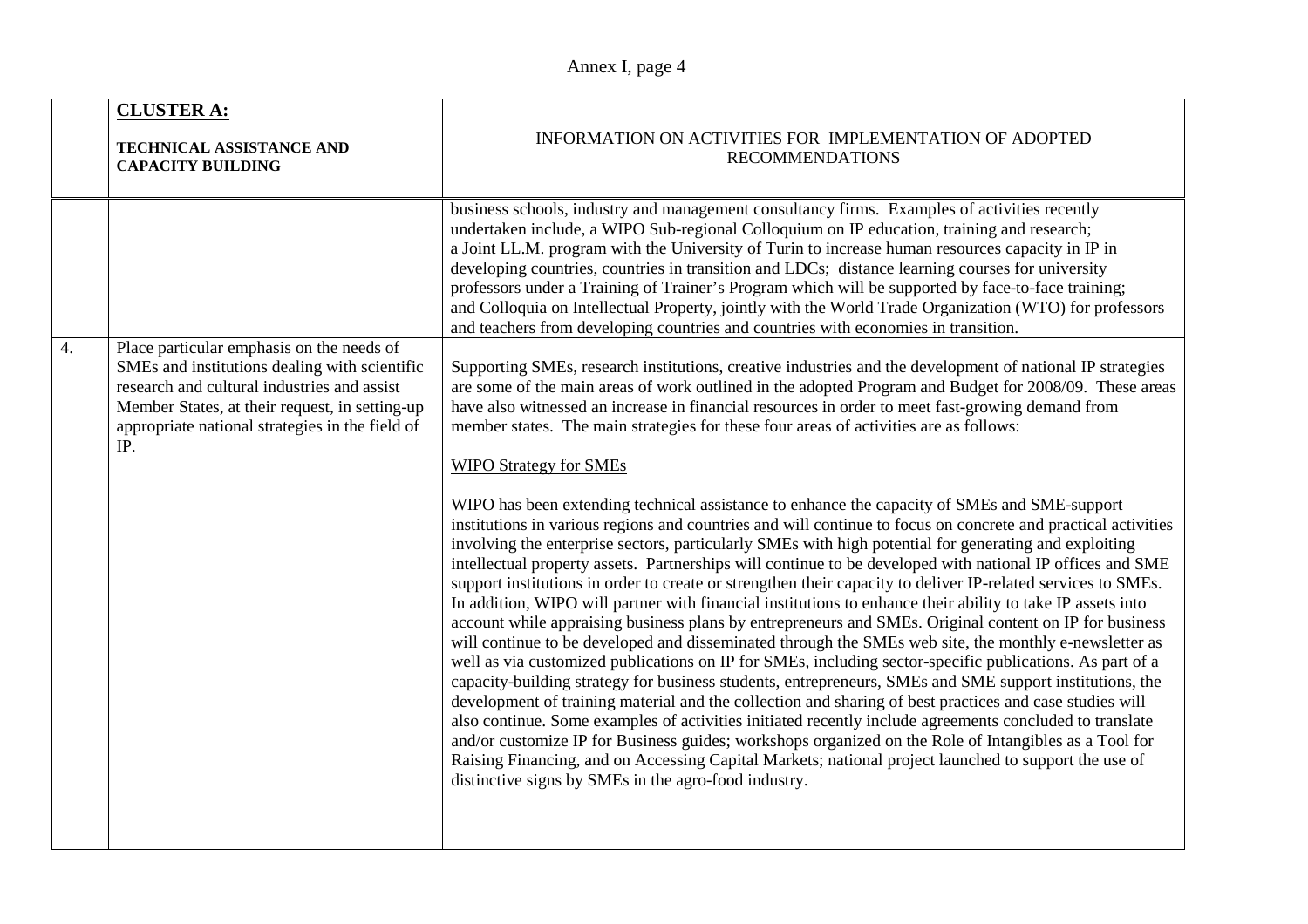| | CLUSTER A: TECHNICAL ASSISTANCE AND CAPACITY BUILDING | INFORMATION ON ACTIVITIES FOR IMPLEMENTATION OF ADOPTED RECOMMENDATIONS |
|---|---|---|
| | | business schools, industry and management consultancy firms. Examples of activities recently undertaken include, a WIPO Sub-regional Colloquium on IP education, training and research; a Joint LL.M. program with the University of Turin to increase human resources capacity in IP in developing countries, countries in transition and LDCs; distance learning courses for university professors under a Training of Trainer's Program which will be supported by face-to-face training; and Colloquia on Intellectual Property, jointly with the World Trade Organization (WTO) for professors and teachers from developing countries and countries with economies in transition. |
| 4. | Place particular emphasis on the needs of SMEs and institutions dealing with scientific research and cultural industries and assist Member States, at their request, in setting-up appropriate national strategies in the field of IP. | Supporting SMEs, research institutions, creative industries and the development of national IP strategies are some of the main areas of work outlined in the adopted Program and Budget for 2008/09. These areas have also witnessed an increase in financial resources in order to meet fast-growing demand from member states. The main strategies for these four areas of activities are as follows:<br><br><u>WIPO Strategy for SMEs</u><br><br>WIPO has been extending technical assistance to enhance the capacity of SMEs and SME-support institutions in various regions and countries and will continue to focus on concrete and practical activities involving the enterprise sectors, particularly SMEs with high potential for generating and exploiting intellectual property assets. Partnerships will continue to be developed with national IP offices and SME support institutions in order to create or strengthen their capacity to deliver IP-related services to SMEs. In addition, WIPO will partner with financial institutions to enhance their ability to take IP assets into account while appraising business plans by entrepreneurs and SMEs. Original content on IP for business will continue to be developed and disseminated through the SMEs web site, the monthly e-newsletter as well as via customized publications on IP for SMEs, including sector-specific publications. As part of a capacity-building strategy for business students, entrepreneurs, SMEs and SME support institutions, the development of training material and the collection and sharing of best practices and case studies will also continue. Some examples of activities initiated recently include agreements concluded to translate and/or customize IP for Business guides; workshops organized on the Role of Intangibles as a Tool for Raising Financing, and on Accessing Capital Markets; national project launched to support the use of distinctive signs by SMEs in the agro-food industry. |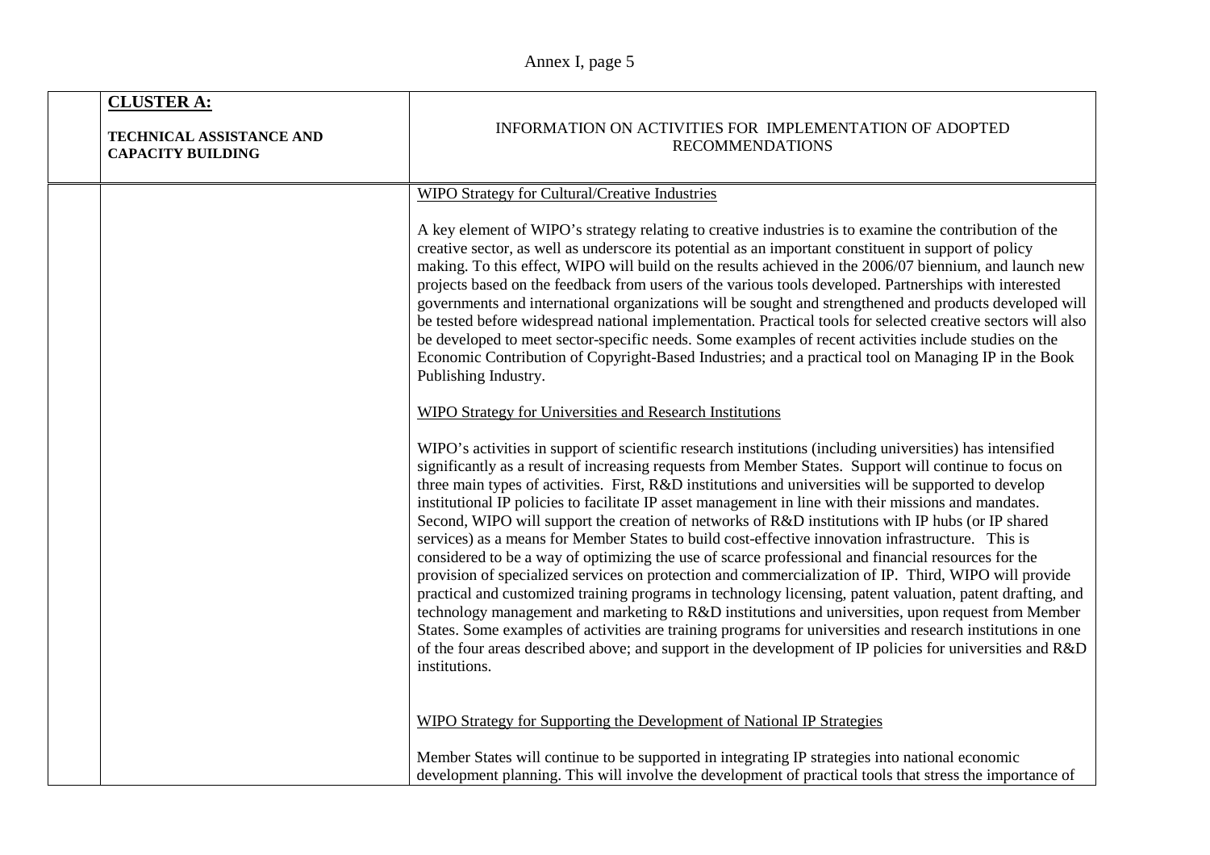| | **CLUSTER A:**<br><br>**TECHNICAL ASSISTANCE AND CAPACITY BUILDING** | INFORMATION ON ACTIVITIES FOR IMPLEMENTATION OF ADOPTED RECOMMENDATIONS |
|---|---|---|
| | | WIPO Strategy for Cultural/Creative Industries<br><br>A key element of WIPO's strategy relating to creative industries is to examine the contribution of the creative sector, as well as underscore its potential as an important constituent in support of policy making. To this effect, WIPO will build on the results achieved in the 2006/07 biennium, and launch new projects based on the feedback from users of the various tools developed. Partnerships with interested governments and international organizations will be sought and strengthened and products developed will be tested before widespread national implementation. Practical tools for selected creative sectors will also be developed to meet sector-specific needs. Some examples of recent activities include studies on the Economic Contribution of Copyright-Based Industries; and a practical tool on Managing IP in the Book Publishing Industry.<br><br>WIPO Strategy for Universities and Research Institutions<br><br>WIPO's activities in support of scientific research institutions (including universities) has intensified significantly as a result of increasing requests from Member States. Support will continue to focus on three main types of activities. First, R&D institutions and universities will be supported to develop institutional IP policies to facilitate IP asset management in line with their missions and mandates. Second, WIPO will support the creation of networks of R&D institutions with IP hubs (or IP shared services) as a means for Member States to build cost-effective innovation infrastructure. This is considered to be a way of optimizing the use of scarce professional and financial resources for the provision of specialized services on protection and commercialization of IP. Third, WIPO will provide practical and customized training programs in technology licensing, patent valuation, patent drafting, and technology management and marketing to R&D institutions and universities, upon request from Member States. Some examples of activities are training programs for universities and research institutions in one of the four areas described above; and support in the development of IP policies for universities and R&D institutions.<br><br>WIPO Strategy for Supporting the Development of National IP Strategies<br><br>Member States will continue to be supported in integrating IP strategies into national economic development planning. This will involve the development of practical tools that stress the importance of |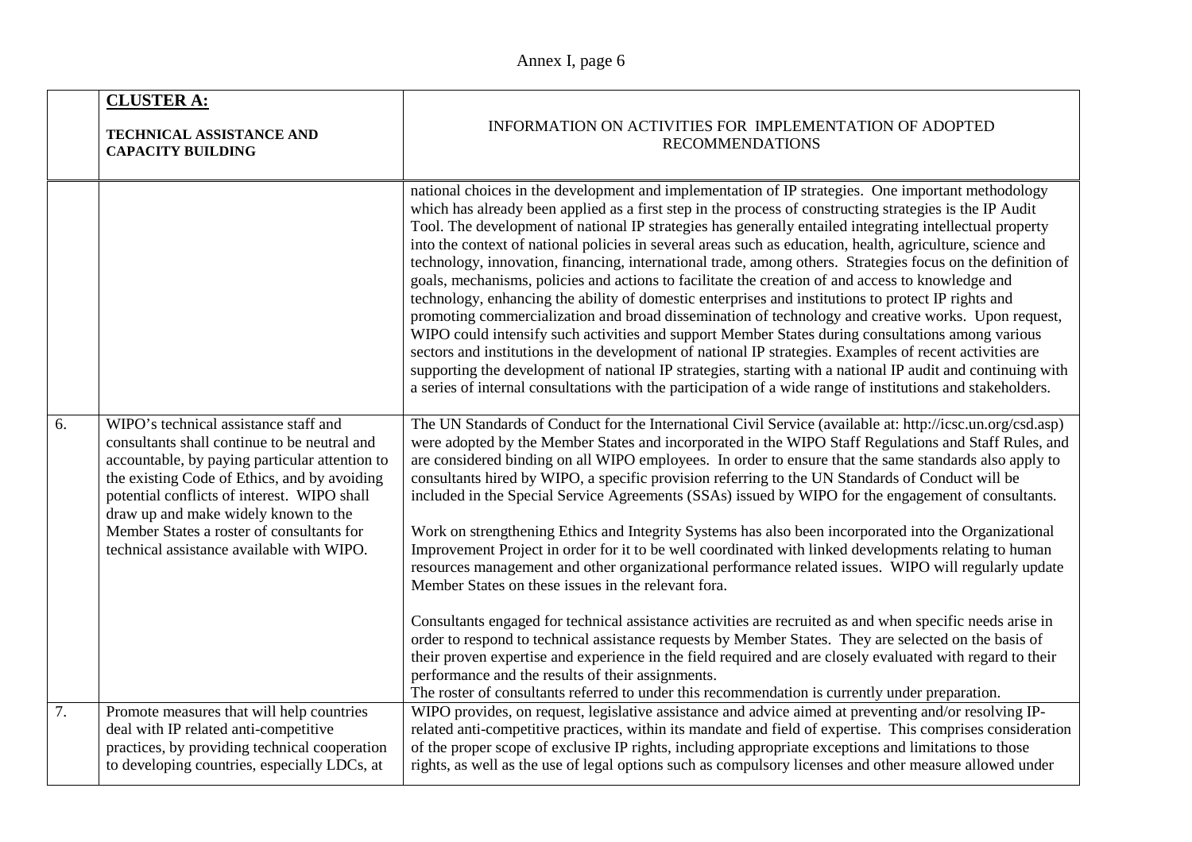| | **CLUSTER A:** **TECHNICAL ASSISTANCE AND CAPACITY BUILDING** | INFORMATION ON ACTIVITIES FOR IMPLEMENTATION OF ADOPTED RECOMMENDATIONS |
|---|---|---|
| | | national choices in the development and implementation of IP strategies. One important methodology which has already been applied as a first step in the process of constructing strategies is the IP Audit Tool. The development of national IP strategies has generally entailed integrating intellectual property into the context of national policies in several areas such as education, health, agriculture, science and technology, innovation, financing, international trade, among others. Strategies focus on the definition of goals, mechanisms, policies and actions to facilitate the creation of and access to knowledge and technology, enhancing the ability of domestic enterprises and institutions to protect IP rights and promoting commercialization and broad dissemination of technology and creative works. Upon request, WIPO could intensify such activities and support Member States during consultations among various sectors and institutions in the development of national IP strategies. Examples of recent activities are supporting the development of national IP strategies, starting with a national IP audit and continuing with a series of internal consultations with the participation of a wide range of institutions and stakeholders. |
| 6. | WIPO's technical assistance staff and consultants shall continue to be neutral and accountable, by paying particular attention to the existing Code of Ethics, and by avoiding potential conflicts of interest. WIPO shall draw up and make widely known to the Member States a roster of consultants for technical assistance available with WIPO. | The UN Standards of Conduct for the International Civil Service (available at: http://icsc.un.org/csd.asp) were adopted by the Member States and incorporated in the WIPO Staff Regulations and Staff Rules, and are considered binding on all WIPO employees. In order to ensure that the same standards also apply to consultants hired by WIPO, a specific provision referring to the UN Standards of Conduct will be included in the Special Service Agreements (SSAs) issued by WIPO for the engagement of consultants.<br><br>Work on strengthening Ethics and Integrity Systems has also been incorporated into the Organizational Improvement Project in order for it to be well coordinated with linked developments relating to human resources management and other organizational performance related issues. WIPO will regularly update Member States on these issues in the relevant fora.<br><br>Consultants engaged for technical assistance activities are recruited as and when specific needs arise in order to respond to technical assistance requests by Member States. They are selected on the basis of their proven expertise and experience in the field required and are closely evaluated with regard to their performance and the results of their assignments.<br>The roster of consultants referred to under this recommendation is currently under preparation. |
| 7. | Promote measures that will help countries deal with IP related anti-competitive practices, by providing technical cooperation to developing countries, especially LDCs, at | WIPO provides, on request, legislative assistance and advice aimed at preventing and/or resolving IP-related anti-competitive practices, within its mandate and field of expertise. This comprises consideration of the proper scope of exclusive IP rights, including appropriate exceptions and limitations to those rights, as well as the use of legal options such as compulsory licenses and other measure allowed under |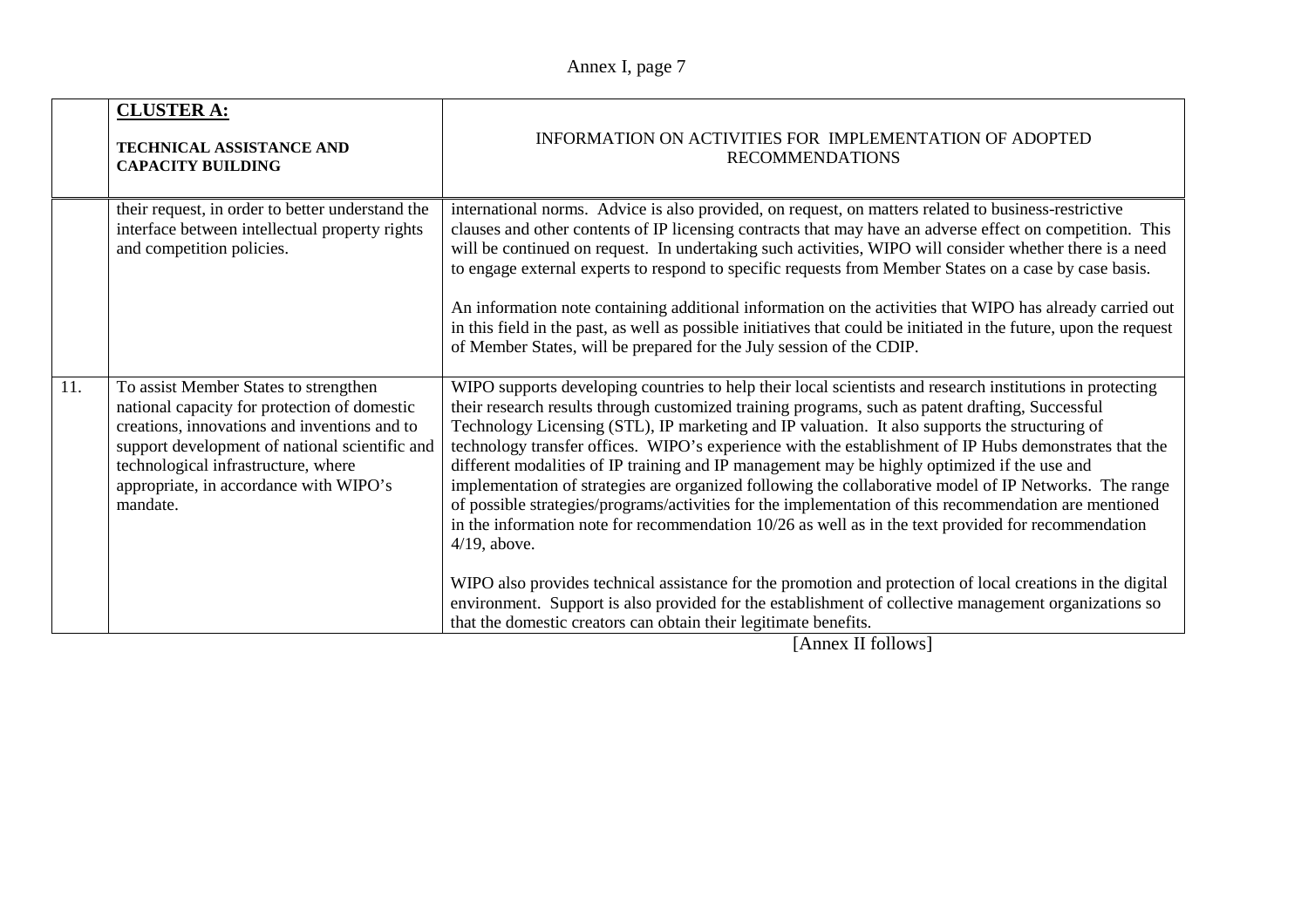| | **CLUSTER A:** **TECHNICAL ASSISTANCE AND CAPACITY BUILDING** | INFORMATION ON ACTIVITIES FOR IMPLEMENTATION OF ADOPTED RECOMMENDATIONS |
|---|---|---|
| | their request, in order to better understand the interface between intellectual property rights and competition policies. | international norms. Advice is also provided, on request, on matters related to business-restrictive clauses and other contents of IP licensing contracts that may have an adverse effect on competition. This will be continued on request. In undertaking such activities, WIPO will consider whether there is a need to engage external experts to respond to specific requests from Member States on a case by case basis.<br><br>An information note containing additional information on the activities that WIPO has already carried out in this field in the past, as well as possible initiatives that could be initiated in the future, upon the request of Member States, will be prepared for the July session of the CDIP. |
| 11. | To assist Member States to strengthen national capacity for protection of domestic creations, innovations and inventions and to support development of national scientific and technological infrastructure, where appropriate, in accordance with WIPO's mandate. | WIPO supports developing countries to help their local scientists and research institutions in protecting their research results through customized training programs, such as patent drafting, Successful Technology Licensing (STL), IP marketing and IP valuation. It also supports the structuring of technology transfer offices. WIPO's experience with the establishment of IP Hubs demonstrates that the different modalities of IP training and IP management may be highly optimized if the use and implementation of strategies are organized following the collaborative model of IP Networks. The range of possible strategies/programs/activities for the implementation of this recommendation are mentioned in the information note for recommendation 10/26 as well as in the text provided for recommendation 4/19, above.<br><br>WIPO also provides technical assistance for the promotion and protection of local creations in the digital environment. Support is also provided for the establishment of collective management organizations so that the domestic creators can obtain their legitimate benefits. |

[Annex II follows]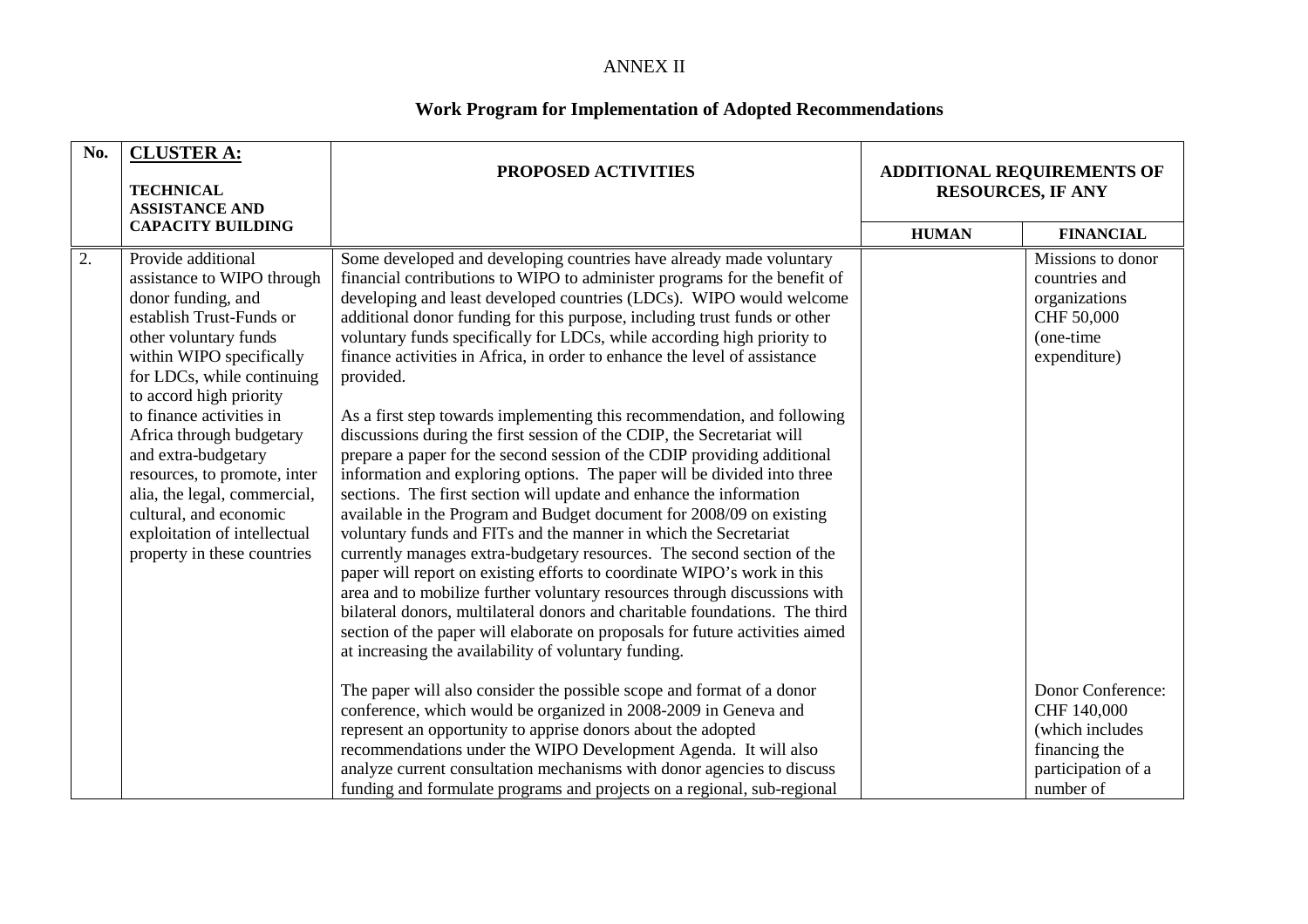ANNEX II

## Work Program for Implementation of Adopted Recommendations

| No. | **CLUSTER A:** TECHNICAL ASSISTANCE AND CAPACITY BUILDING | PROPOSED ACTIVITIES | ADDITIONAL REQUIREMENTS OF RESOURCES, IF ANY | |
|---|---|---|---|---|
| | | | HUMAN | FINANCIAL |
| 2. | Provide additional assistance to WIPO through donor funding, and establish Trust-Funds or other voluntary funds within WIPO specifically for LDCs, while continuing to accord high priority to finance activities in Africa through budgetary and extra-budgetary resources, to promote, inter alia, the legal, commercial, cultural, and economic exploitation of intellectual property in these countries | Some developed and developing countries have already made voluntary financial contributions to WIPO to administer programs for the benefit of developing and least developed countries (LDCs). WIPO would welcome additional donor funding for this purpose, including trust funds or other voluntary funds specifically for LDCs, while according high priority to finance activities in Africa, in order to enhance the level of assistance provided.<br><br>As a first step towards implementing this recommendation, and following discussions during the first session of the CDIP, the Secretariat will prepare a paper for the second session of the CDIP providing additional information and exploring options. The paper will be divided into three sections. The first section will update and enhance the information available in the Program and Budget document for 2008/09 on existing voluntary funds and FITs and the manner in which the Secretariat currently manages extra-budgetary resources. The second section of the paper will report on existing efforts to coordinate WIPO's work in this area and to mobilize further voluntary resources through discussions with bilateral donors, multilateral donors and charitable foundations. The third section of the paper will elaborate on proposals for future activities aimed at increasing the availability of voluntary funding.<br><br>The paper will also consider the possible scope and format of a donor conference, which would be organized in 2008-2009 in Geneva and represent an opportunity to apprise donors about the adopted recommendations under the WIPO Development Agenda. It will also analyze current consultation mechanisms with donor agencies to discuss funding and formulate programs and projects on a regional, sub-regional | | Missions to donor countries and organizations CHF 50,000 (one-time expenditure)<br><br>Donor Conference: CHF 140,000 (which includes financing the participation of a number of |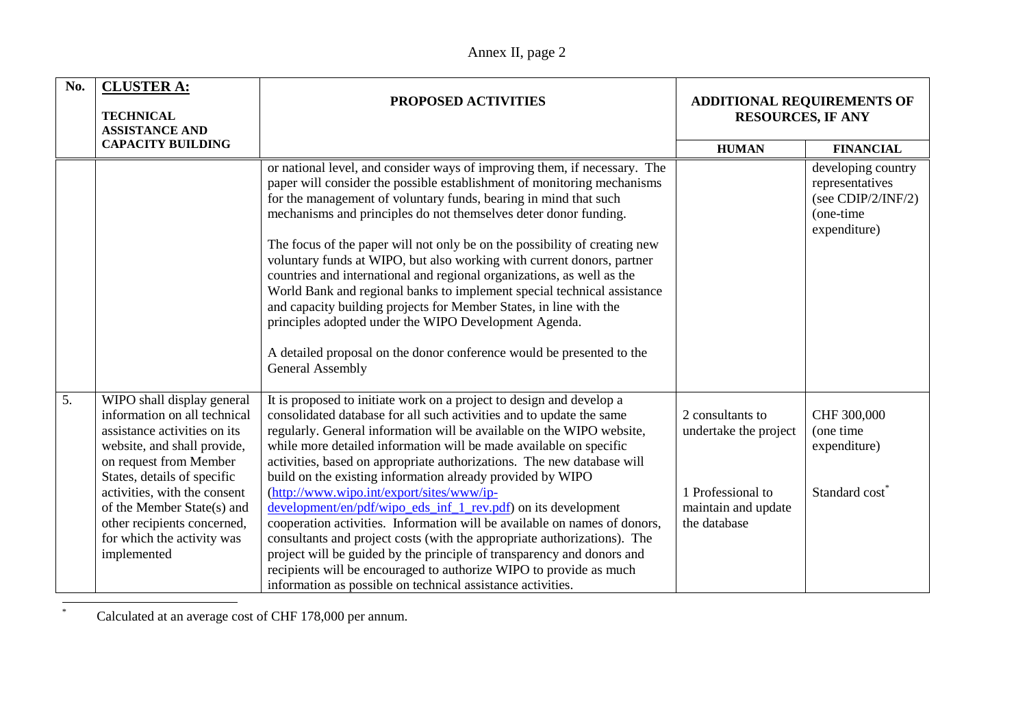| No. | CLUSTER A: TECHNICAL ASSISTANCE AND CAPACITY BUILDING | PROPOSED ACTIVITIES | ADDITIONAL REQUIREMENTS OF RESOURCES, IF ANY | |
|---|---|---|---|---|
| | | | **HUMAN** | **FINANCIAL** |
| | | or national level, and consider ways of improving them, if necessary. The paper will consider the possible establishment of monitoring mechanisms for the management of voluntary funds, bearing in mind that such mechanisms and principles do not themselves deter donor funding.<br><br>The focus of the paper will not only be on the possibility of creating new voluntary funds at WIPO, but also working with current donors, partner countries and international and regional organizations, as well as the World Bank and regional banks to implement special technical assistance and capacity building projects for Member States, in line with the principles adopted under the WIPO Development Agenda.<br><br>A detailed proposal on the donor conference would be presented to the General Assembly | | developing country representatives (see CDIP/2/INF/2) (one-time expenditure) |
| 5. | WIPO shall display general information on all technical assistance activities on its website, and shall provide, on request from Member States, details of specific activities, with the consent of the Member State(s) and other recipients concerned, for which the activity was implemented | It is proposed to initiate work on a project to design and develop a consolidated database for all such activities and to update the same regularly. General information will be available on the WIPO website, while more detailed information will be made available on specific activities, based on appropriate authorizations. The new database will build on the existing information already provided by WIPO (http://www.wipo.int/export/sites/www/ip-development/en/pdf/wipo_eds_inf_1_rev.pdf) on its development cooperation activities. Information will be available on names of donors, consultants and project costs (with the appropriate authorizations). The project will be guided by the principle of transparency and donors and recipients will be encouraged to authorize WIPO to provide as much information as possible on technical assistance activities. | 2 consultants to undertake the project<br><br>1 Professional to maintain and update the database | CHF 300,000 (one time expenditure)<br><br>Standard cost* |

* Calculated at an average cost of CHF 178,000 per annum.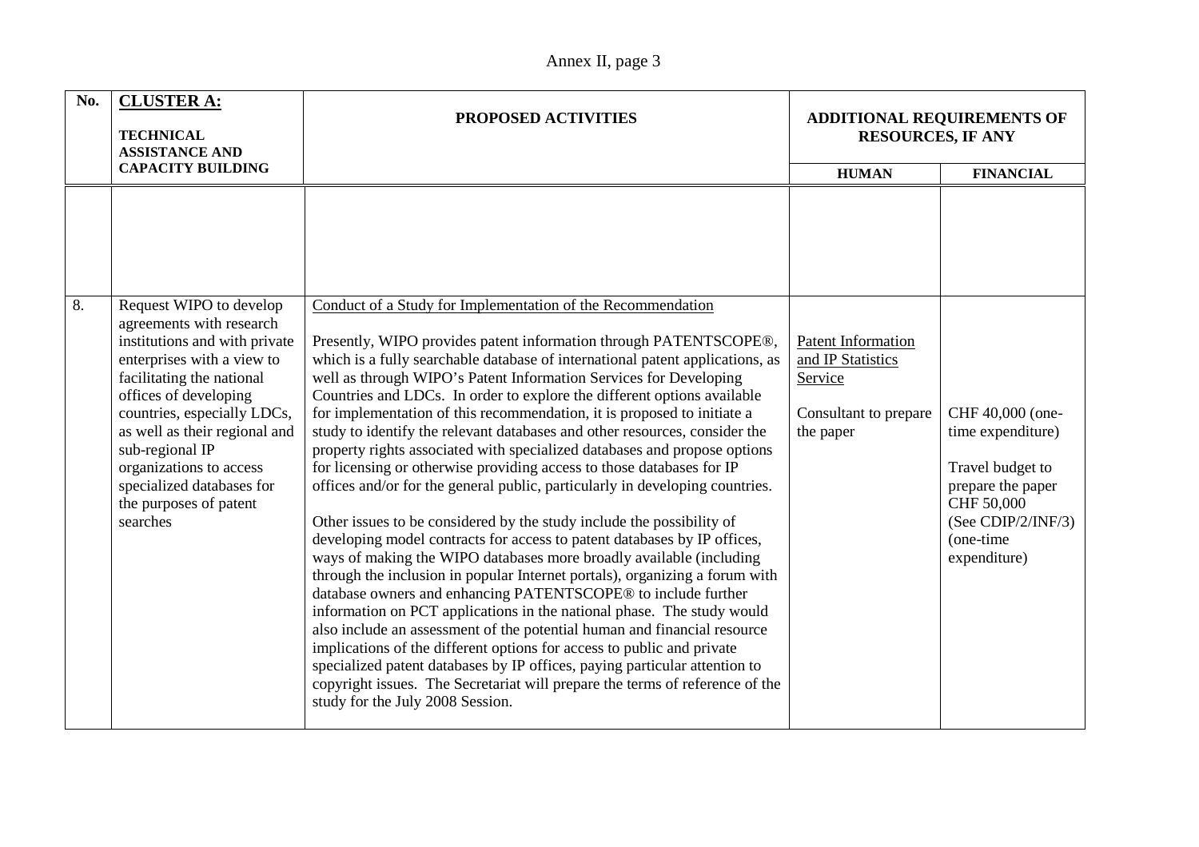| No. | **CLUSTER A:** **TECHNICAL ASSISTANCE AND CAPACITY BUILDING** | **PROPOSED ACTIVITIES** | **ADDITIONAL REQUIREMENTS OF RESOURCES, IF ANY** | |
|---|---|---|---|---|
| | | | **HUMAN** | **FINANCIAL** |
| | | | | |
| 8. | Request WIPO to develop agreements with research institutions and with private enterprises with a view to facilitating the national offices of developing countries, especially LDCs, as well as their regional and sub-regional IP organizations to access specialized databases for the purposes of patent searches | Conduct of a Study for Implementation of the Recommendation<br><br>Presently, WIPO provides patent information through PATENTSCOPE®, which is a fully searchable database of international patent applications, as well as through WIPO's Patent Information Services for Developing Countries and LDCs. In order to explore the different options available for implementation of this recommendation, it is proposed to initiate a study to identify the relevant databases and other resources, consider the property rights associated with specialized databases and propose options for licensing or otherwise providing access to those databases for IP offices and/or for the general public, particularly in developing countries.<br><br>Other issues to be considered by the study include the possibility of developing model contracts for access to patent databases by IP offices, ways of making the WIPO databases more broadly available (including through the inclusion in popular Internet portals), organizing a forum with database owners and enhancing PATENTSCOPE® to include further information on PCT applications in the national phase. The study would also include an assessment of the potential human and financial resource implications of the different options for access to public and private specialized patent databases by IP offices, paying particular attention to copyright issues. The Secretariat will prepare the terms of reference of the study for the July 2008 Session. | Patent Information and IP Statistics Service<br><br>Consultant to prepare the paper | CHF 40,000 (one-time expenditure)<br><br>Travel budget to prepare the paper CHF 50,000 (See CDIP/2/INF/3) (one-time expenditure) |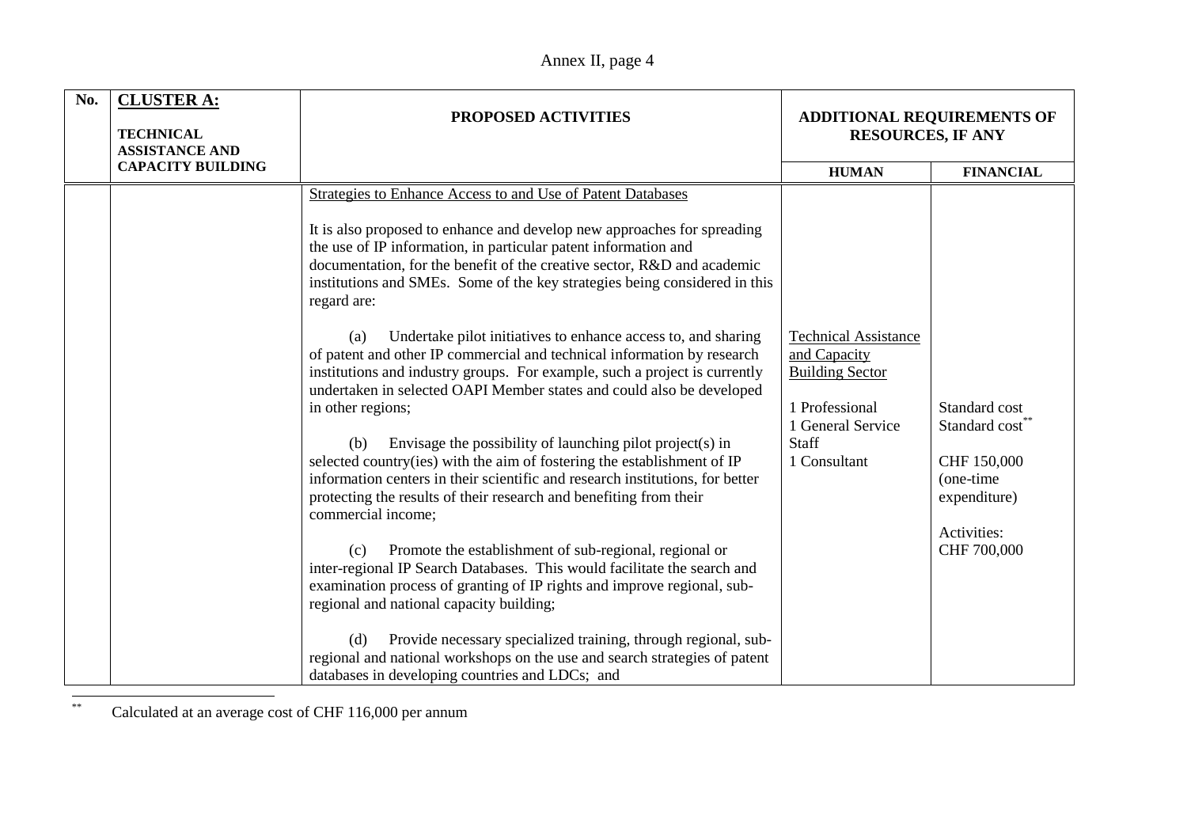| No. | CLUSTER A: TECHNICAL ASSISTANCE AND CAPACITY BUILDING | PROPOSED ACTIVITIES | ADDITIONAL REQUIREMENTS OF RESOURCES, IF ANY | |
|---|---|---|---|---|
| | | | HUMAN | FINANCIAL |
| | | Strategies to Enhance Access to and Use of Patent Databases<br><br>It is also proposed to enhance and develop new approaches for spreading the use of IP information, in particular patent information and documentation, for the benefit of the creative sector, R&D and academic institutions and SMEs. Some of the key strategies being considered in this regard are:<br><br>(a) Undertake pilot initiatives to enhance access to, and sharing of patent and other IP commercial and technical information by research institutions and industry groups. For example, such a project is currently undertaken in selected OAPI Member states and could also be developed in other regions;<br><br>(b) Envisage the possibility of launching pilot project(s) in selected country(ies) with the aim of fostering the establishment of IP information centers in their scientific and research institutions, for better protecting the results of their research and benefiting from their commercial income;<br><br>(c) Promote the establishment of sub-regional, regional or inter-regional IP Search Databases. This would facilitate the search and examination process of granting of IP rights and improve regional, sub-regional and national capacity building;<br><br>(d) Provide necessary specialized training, through regional, sub-regional and national workshops on the use and search strategies of patent databases in developing countries and LDCs; and | Technical Assistance and Capacity Building Sector<br><br>1 Professional<br>1 General Service Staff<br>1 Consultant | Standard cost<br>Standard cost**<br><br>CHF 150,000 (one-time expenditure)<br><br>Activities: CHF 700,000 |

** Calculated at an average cost of CHF 116,000 per annum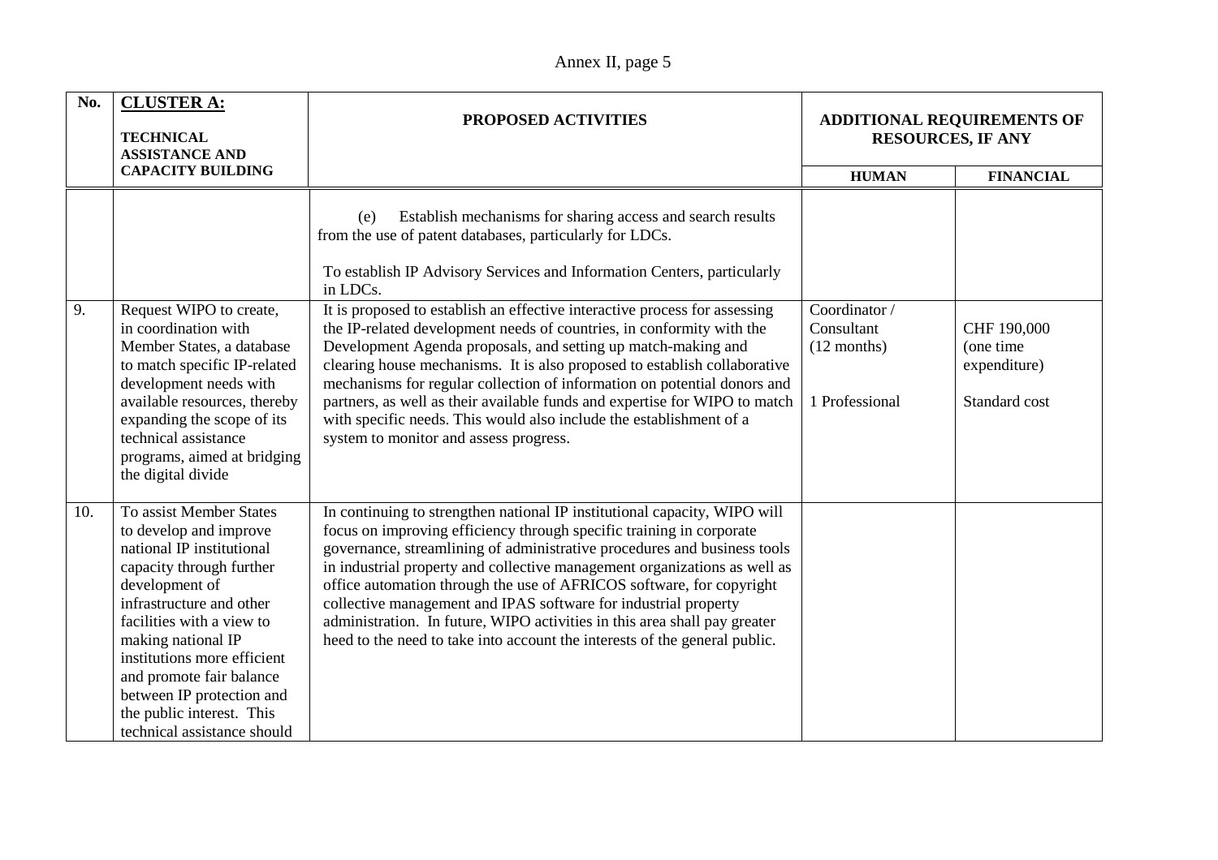| No. | **CLUSTER A:** TECHNICAL ASSISTANCE AND CAPACITY BUILDING | PROPOSED ACTIVITIES | ADDITIONAL REQUIREMENTS OF RESOURCES, IF ANY | |
|---|---|---|---|---|
| | | | HUMAN | FINANCIAL |
| | | (e) Establish mechanisms for sharing access and search results from the use of patent databases, particularly for LDCs.<br><br>To establish IP Advisory Services and Information Centers, particularly in LDCs. | | |
| 9. | Request WIPO to create, in coordination with Member States, a database to match specific IP-related development needs with available resources, thereby expanding the scope of its technical assistance programs, aimed at bridging the digital divide | It is proposed to establish an effective interactive process for assessing the IP-related development needs of countries, in conformity with the Development Agenda proposals, and setting up match-making and clearing house mechanisms. It is also proposed to establish collaborative mechanisms for regular collection of information on potential donors and partners, as well as their available funds and expertise for WIPO to match with specific needs. This would also include the establishment of a system to monitor and assess progress. | Coordinator / Consultant (12 months)<br><br>1 Professional | CHF 190,000 (one time expenditure)<br><br>Standard cost |
| 10. | To assist Member States to develop and improve national IP institutional capacity through further development of infrastructure and other facilities with a view to making national IP institutions more efficient and promote fair balance between IP protection and the public interest. This technical assistance should | In continuing to strengthen national IP institutional capacity, WIPO will focus on improving efficiency through specific training in corporate governance, streamlining of administrative procedures and business tools in industrial property and collective management organizations as well as office automation through the use of AFRICOS software, for copyright collective management and IPAS software for industrial property administration. In future, WIPO activities in this area shall pay greater heed to the need to take into account the interests of the general public. | | |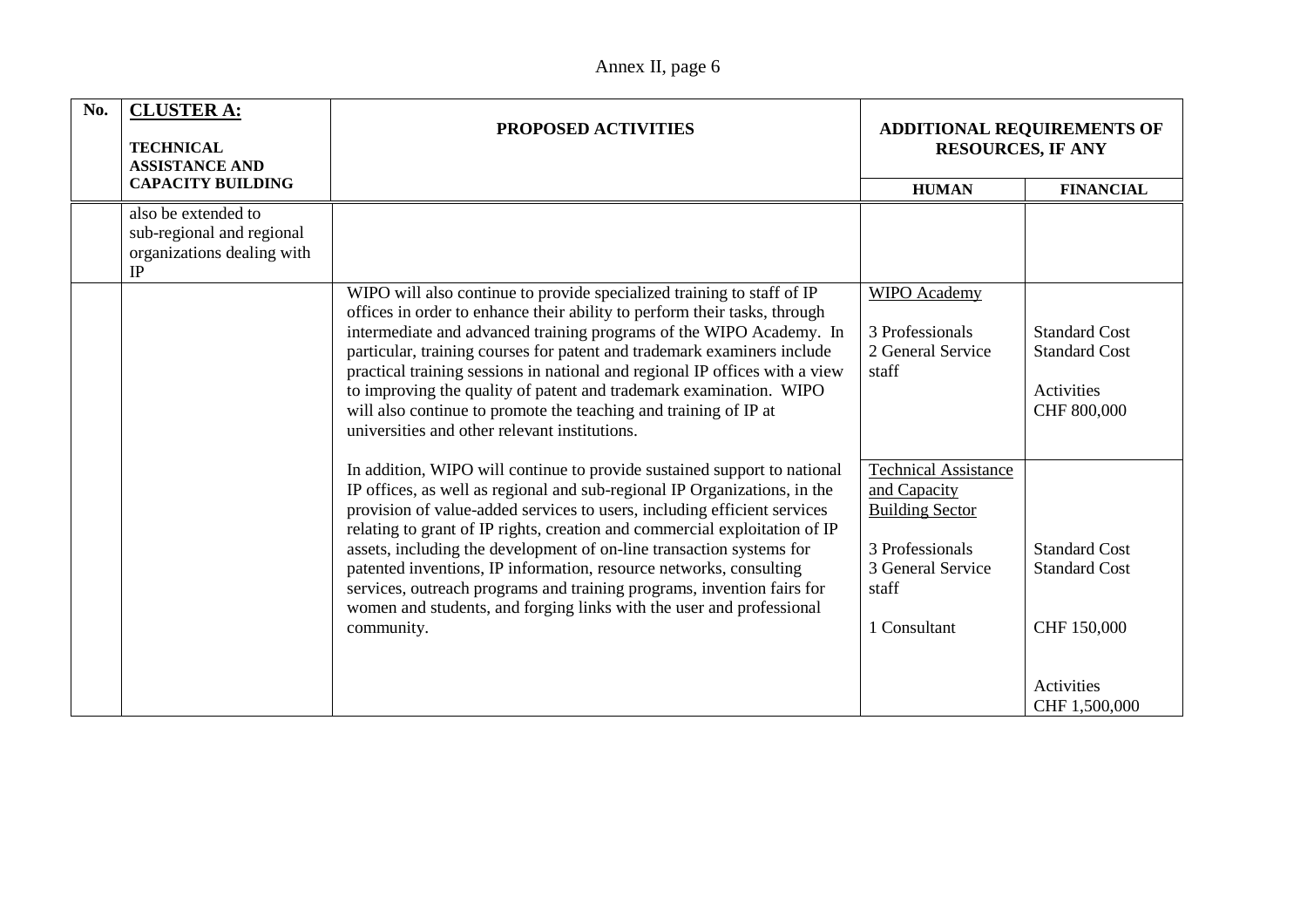| No. | **CLUSTER A:** **TECHNICAL ASSISTANCE AND CAPACITY BUILDING** | **PROPOSED ACTIVITIES** | **ADDITIONAL REQUIREMENTS OF RESOURCES, IF ANY** | |
|---|---|---|---|---|
| | | | **HUMAN** | **FINANCIAL** |
| | also be extended to sub-regional and regional organizations dealing with IP | | | |
| | | WIPO will also continue to provide specialized training to staff of IP offices in order to enhance their ability to perform their tasks, through intermediate and advanced training programs of the WIPO Academy. In particular, training courses for patent and trademark examiners include practical training sessions in national and regional IP offices with a view to improving the quality of patent and trademark examination. WIPO will also continue to promote the teaching and training of IP at universities and other relevant institutions. | <u>WIPO Academy</u><br><br>3 Professionals<br>2 General Service staff | <br><br>Standard Cost<br>Standard Cost<br><br>Activities<br>CHF 800,000 |
| | | In addition, WIPO will continue to provide sustained support to national IP offices, as well as regional and sub-regional IP Organizations, in the provision of value-added services to users, including efficient services relating to grant of IP rights, creation and commercial exploitation of IP assets, including the development of on-line transaction systems for patented inventions, IP information, resource networks, consulting services, outreach programs and training programs, invention fairs for women and students, and forging links with the user and professional community. | <u>Technical Assistance and Capacity Building Sector</u><br><br>3 Professionals<br>3 General Service staff<br><br>1 Consultant | <br><br><br><br>Standard Cost<br>Standard Cost<br><br><br>CHF 150,000<br><br><br>Activities<br>CHF 1,500,000 |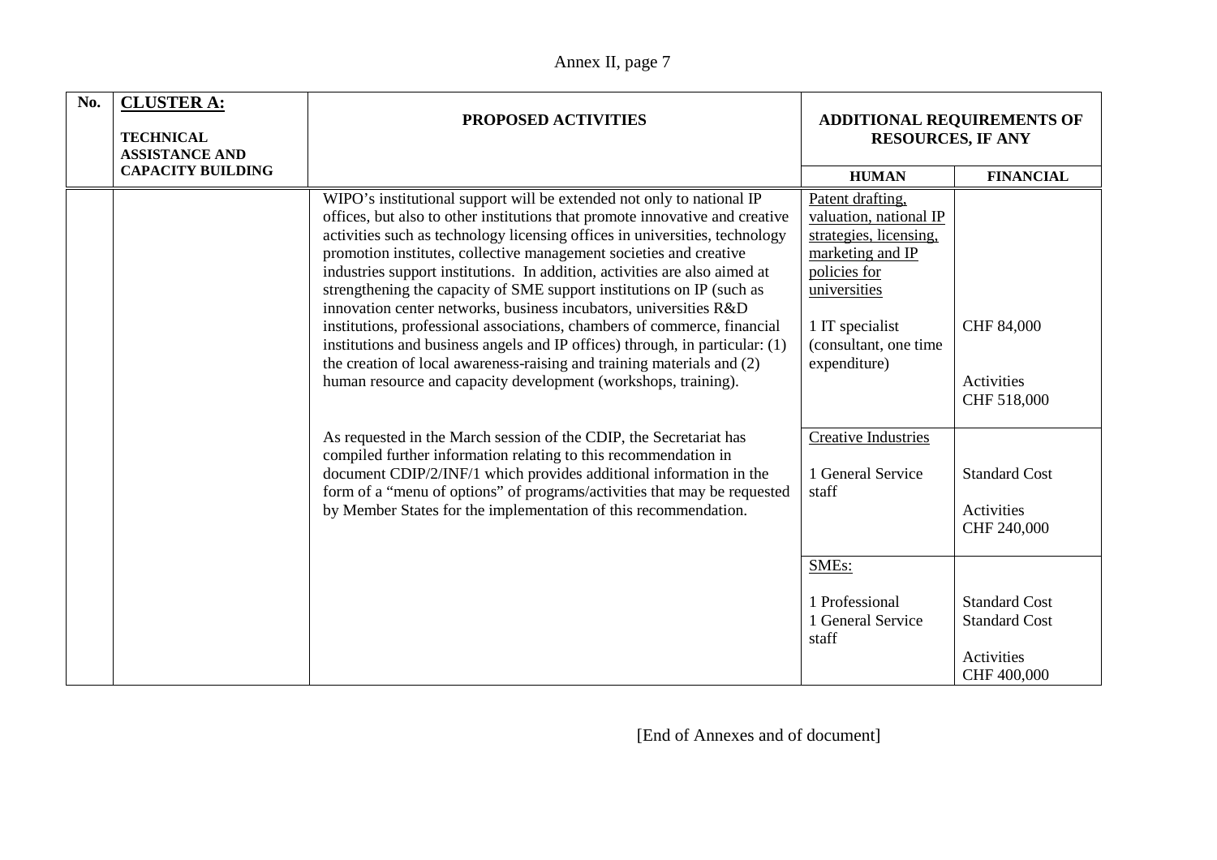| No. | CLUSTER A: TECHNICAL ASSISTANCE AND CAPACITY BUILDING | PROPOSED ACTIVITIES | ADDITIONAL REQUIREMENTS OF RESOURCES, IF ANY | |
|---|---|---|---|---|
| | | | **HUMAN** | **FINANCIAL** |
| | | WIPO's institutional support will be extended not only to national IP offices, but also to other institutions that promote innovative and creative activities such as technology licensing offices in universities, technology promotion institutes, collective management societies and creative industries support institutions. In addition, activities are also aimed at strengthening the capacity of SME support institutions on IP (such as innovation center networks, business incubators, universities R&D institutions, professional associations, chambers of commerce, financial institutions and business angels and IP offices) through, in particular: (1) the creation of local awareness-raising and training materials and (2) human resource and capacity development (workshops, training). | Patent drafting, valuation, national IP strategies, licensing, marketing and IP policies for universities<br><br>1 IT specialist (consultant, one time expenditure) | CHF 84,000<br><br>Activities CHF 518,000 |
| | | As requested in the March session of the CDIP, the Secretariat has compiled further information relating to this recommendation in document CDIP/2/INF/1 which provides additional information in the form of a "menu of options" of programs/activities that may be requested by Member States for the implementation of this recommendation. | Creative Industries<br><br>1 General Service staff | Standard Cost<br><br>Activities CHF 240,000 |
| | | | SMEs:<br><br>1 Professional<br>1 General Service staff | Standard Cost<br>Standard Cost<br><br>Activities CHF 400,000 |

[End of Annexes and of document]